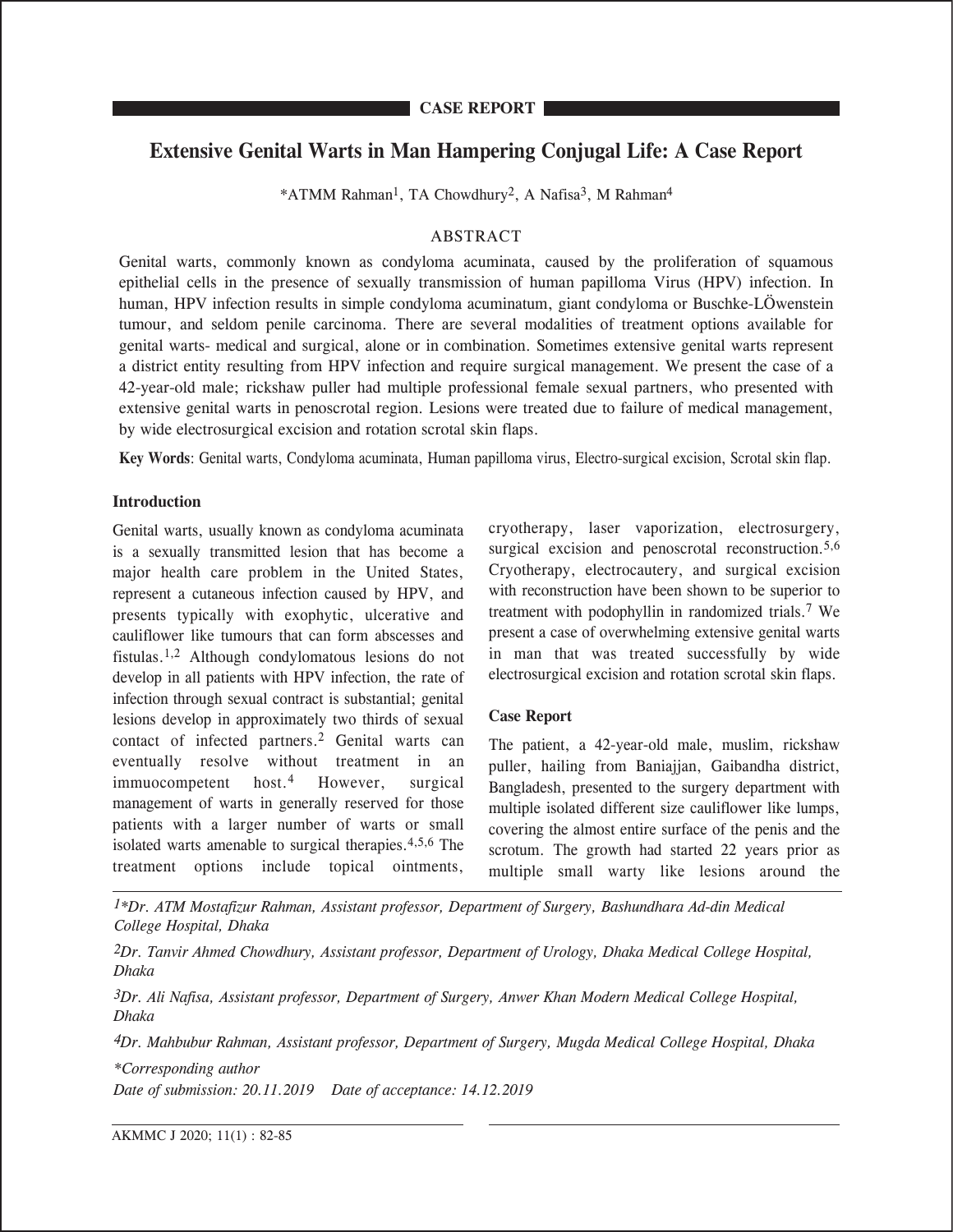CASE REPORT

# Extensive Genital Warts in Man Hampering Conjugal Life: A Case Report

*ATMM Rahman[1], TA Chowdhury[2], A Nafisa[3], M Rahman[4]

## ABSTRACT

Genital warts, commonly known as condyloma acuminata, caused by the proliferation of squamous epithelial cells in the presence of sexually transmission of human papilloma Virus (HPV) infection. In human, HPV infection results in simple condyloma acuminatum, giant condyloma or Buschke-LÖwenstein tumour, and seldom penile carcinoma. There are several modalities of treatment options available for genital warts- medical and surgical, alone or in combination. Sometimes extensive genital warts represent a district entity resulting from HPV infection and require surgical management. We present the case of a 42-year-old male; rickshaw puller had multiple professional female sexual partners, who presented with extensive genital warts in penoscrotal region. Lesions were treated due to failure of medical management, by wide electrosurgical excision and rotation scrotal skin flaps.

**Key Words**: Genital warts, Condyloma acuminata, Human papilloma virus, Electro-surgical excision, Scrotal skin flap.

### Introduction

Genital warts, usually known as condyloma acuminata is a sexually transmitted lesion that has become a major health care problem in the United States, represent a cutaneous infection caused by HPV, and presents typically with exophytic, ulcerative and cauliflower like tumours that can form abscesses and fistulas.[1,2] Although condylomatous lesions do not develop in all patients with HPV infection, the rate of infection through sexual contract is substantial; genital lesions develop in approximately two thirds of sexual contact of infected partners.[2] Genital warts can eventually resolve without treatment in an immuocompetent host.[4] However, surgical management of warts in generally reserved for those patients with a larger number of warts or small isolated warts amenable to surgical therapies.[4,5,6] The treatment options include topical ointments, cryotherapy, laser vaporization, electrosurgery, surgical excision and penoscrotal reconstruction.[5,6] Cryotherapy, electrocautery, and surgical excision with reconstruction have been shown to be superior to treatment with podophyllin in randomized trials.[7] We present a case of overwhelming extensive genital warts in man that was treated successfully by wide electrosurgical excision and rotation scrotal skin flaps.

### Case Report

The patient, a 42-year-old male, muslim, rickshaw puller, hailing from Baniajjan, Gaibandha district, Bangladesh, presented to the surgery department with multiple isolated different size cauliflower like lumps, covering the almost entire surface of the penis and the scrotum. The growth had started 22 years prior as multiple small warty like lesions around the

---

*1*Dr. ATM Mostafizur Rahman, Assistant professor, Department of Surgery, Bashundhara Ad-din Medical College Hospital, Dhaka*

*2Dr. Tanvir Ahmed Chowdhury, Assistant professor, Department of Urology, Dhaka Medical College Hospital, Dhaka*

*3Dr. Ali Nafisa, Assistant professor, Department of Surgery, Anwer Khan Modern Medical College Hospital, Dhaka*

*4Dr. Mahbubur Rahman, Assistant professor, Department of Surgery, Mugda Medical College Hospital, Dhaka*

**Corresponding author*

*Date of submission: 20.11.2019 Date of acceptance: 14.12.2019*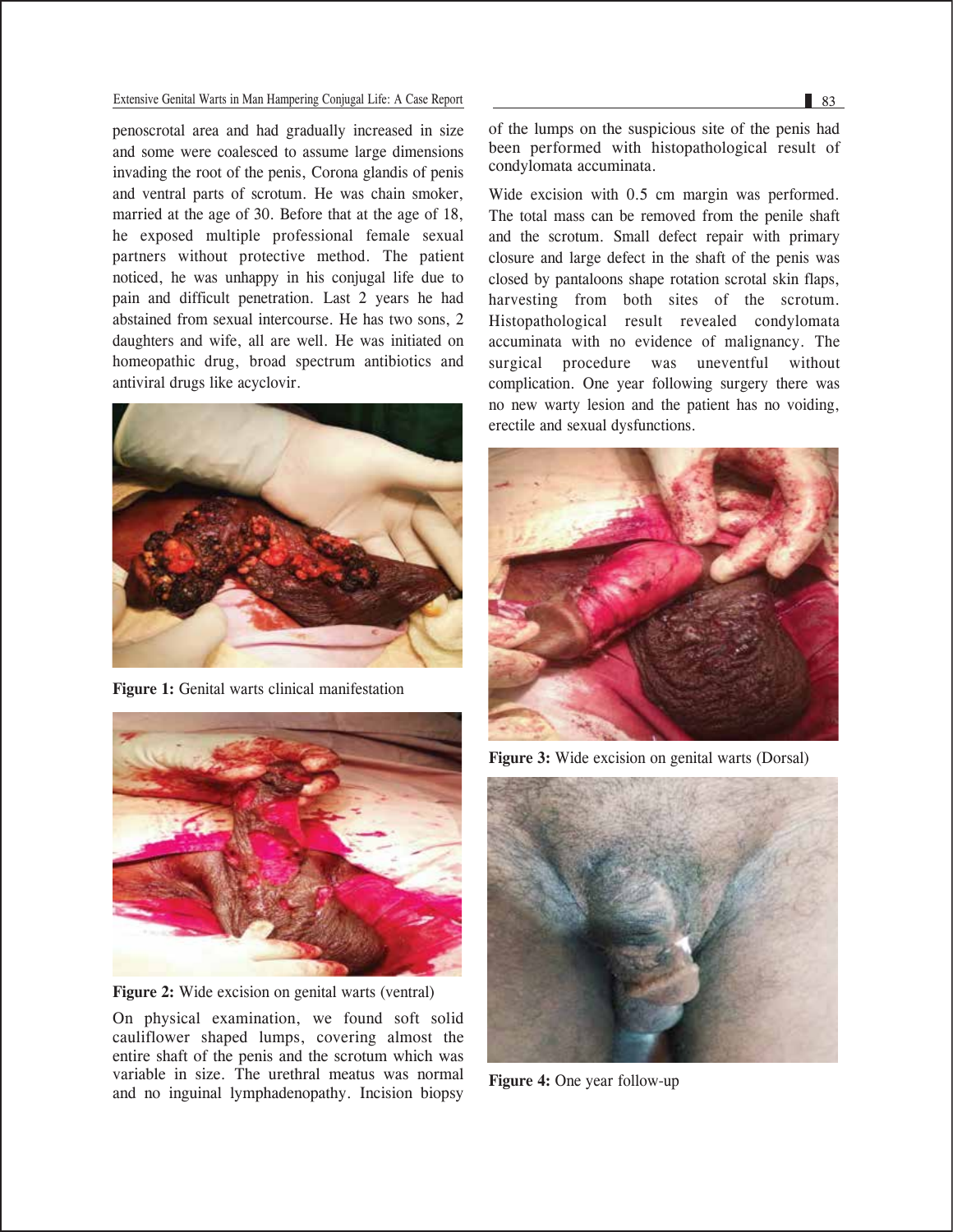penoscrotal area and had gradually increased in size and some were coalesced to assume large dimensions invading the root of the penis, Corona glandis of penis and ventral parts of scrotum. He was chain smoker, married at the age of 30. Before that at the age of 18, he exposed multiple professional female sexual partners without protective method. The patient noticed, he was unhappy in his conjugal life due to pain and difficult penetration. Last 2 years he had abstained from sexual intercourse. He has two sons, 2 daughters and wife, all are well. He was initiated on homeopathic drug, broad spectrum antibiotics and antiviral drugs like acyclovir.

**Figure 1:** Genital warts clinical manifestation

**Figure 2:** Wide excision on genital warts (ventral)

On physical examination, we found soft solid cauliflower shaped lumps, covering almost the entire shaft of the penis and the scrotum which was variable in size. The urethral meatus was normal and no inguinal lymphadenopathy. Incision biopsy of the lumps on the suspicious site of the penis had been performed with histopathological result of condylomata accuminata.

Wide excision with 0.5 cm margin was performed. The total mass can be removed from the penile shaft and the scrotum. Small defect repair with primary closure and large defect in the shaft of the penis was closed by pantaloons shape rotation scrotal skin flaps, harvesting from both sites of the scrotum. Histopathological result revealed condylomata accuminata with no evidence of malignancy. The surgical procedure was uneventful without complication. One year following surgery there was no new warty lesion and the patient has no voiding, erectile and sexual dysfunctions.

**Figure 3:** Wide excision on genital warts (Dorsal)

**Figure 4:** One year follow-up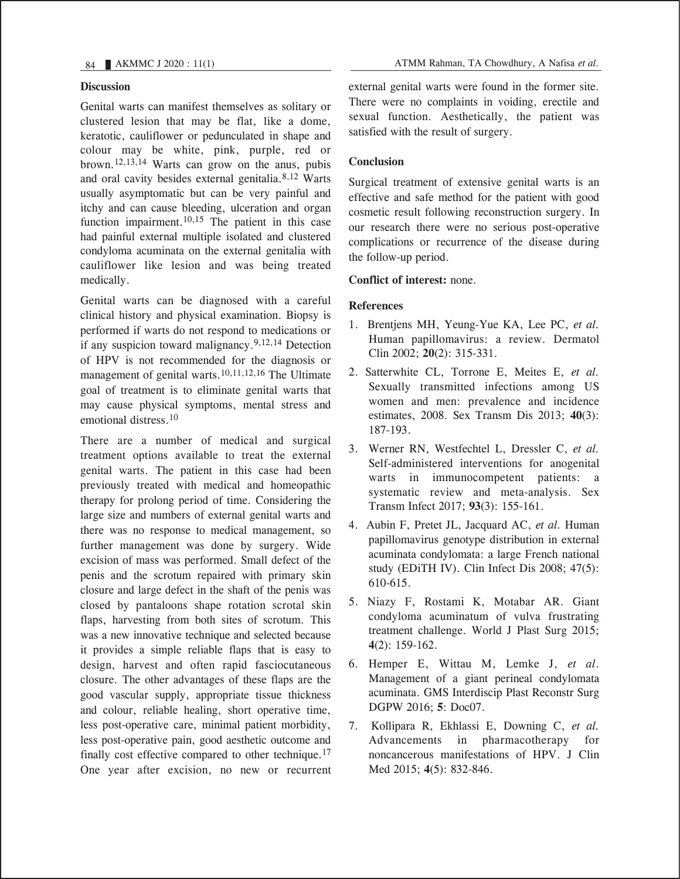## Discussion

Genital warts can manifest themselves as solitary or clustered lesion that may be flat, like a dome, keratotic, cauliflower or pedunculated in shape and colour may be white, pink, purple, red or brown.[12,13,14] Warts can grow on the anus, pubis and oral cavity besides external genitalia.[8,12] Warts usually asymptomatic but can be very painful and itchy and can cause bleeding, ulceration and organ function impairment.[10,15] The patient in this case had painful external multiple isolated and clustered condyloma acuminata on the external genitalia with cauliflower like lesion and was being treated medically.

Genital warts can be diagnosed with a careful clinical history and physical examination. Biopsy is performed if warts do not respond to medications or if any suspicion toward malignancy.[9,12,14] Detection of HPV is not recommended for the diagnosis or management of genital warts.[10,11,12,16] The Ultimate goal of treatment is to eliminate genital warts that may cause physical symptoms, mental stress and emotional distress.[10]

There are a number of medical and surgical treatment options available to treat the external genital warts. The patient in this case had been previously treated with medical and homeopathic therapy for prolong period of time. Considering the large size and numbers of external genital warts and there was no response to medical management, so further management was done by surgery. Wide excision of mass was performed. Small defect of the penis and the scrotum repaired with primary skin closure and large defect in the shaft of the penis was closed by pantaloons shape rotation scrotal skin flaps, harvesting from both sites of scrotum. This was a new innovative technique and selected because it provides a simple reliable flaps that is easy to design, harvest and often rapid fasciocutaneous closure. The other advantages of these flaps are the good vascular supply, appropriate tissue thickness and colour, reliable healing, short operative time, less post-operative care, minimal patient morbidity, less post-operative pain, good aesthetic outcome and finally cost effective compared to other technique.[17] One year after excision, no new or recurrent external genital warts were found in the former site. There were no complaints in voiding, erectile and sexual function. Aesthetically, the patient was satisfied with the result of surgery.

## Conclusion

Surgical treatment of extensive genital warts is an effective and safe method for the patient with good cosmetic result following reconstruction surgery. In our research there were no serious post-operative complications or recurrence of the disease during the follow-up period.

**Conflict of interest:** none.

## References

1. Brentjens MH, Yeung-Yue KA, Lee PC, *et al.* Human papillomavirus: a review. Dermatol Clin 2002; **20**(2): 315-331.
2. Satterwhite CL, Torrone E, Meites E, *et al.* Sexually transmitted infections among US women and men: prevalence and incidence estimates, 2008. Sex Transm Dis 2013; **40**(3): 187-193.
3. Werner RN, Westfechtel L, Dressler C, *et al.* Self-administered interventions for anogenital warts in immunocompetent patients: a systematic review and meta-analysis. Sex Transm Infect 2017; **93**(3): 155-161.
4. Aubin F, Pretet JL, Jacquard AC, *et al.* Human papillomavirus genotype distribution in external acuminata condylomata: a large French national study (EDiTH IV). Clin Infect Dis 2008; 47(5): 610-615.
5. Niazy F, Rostami K, Motabar AR. Giant condyloma acuminatum of vulva frustrating treatment challenge. World J Plast Surg 2015; **4**(2): 159-162.
6. Hemper E, Wittau M, Lemke J, *et al.* Management of a giant perineal condylomata acuminata. GMS Interdiscip Plast Reconstr Surg DGPW 2016; **5**: Doc07.
7. Kollipara R, Ekhlassi E, Downing C, *et al.* Advancements in pharmacotherapy for noncancerous manifestations of HPV. J Clin Med 2015; **4**(5): 832-846.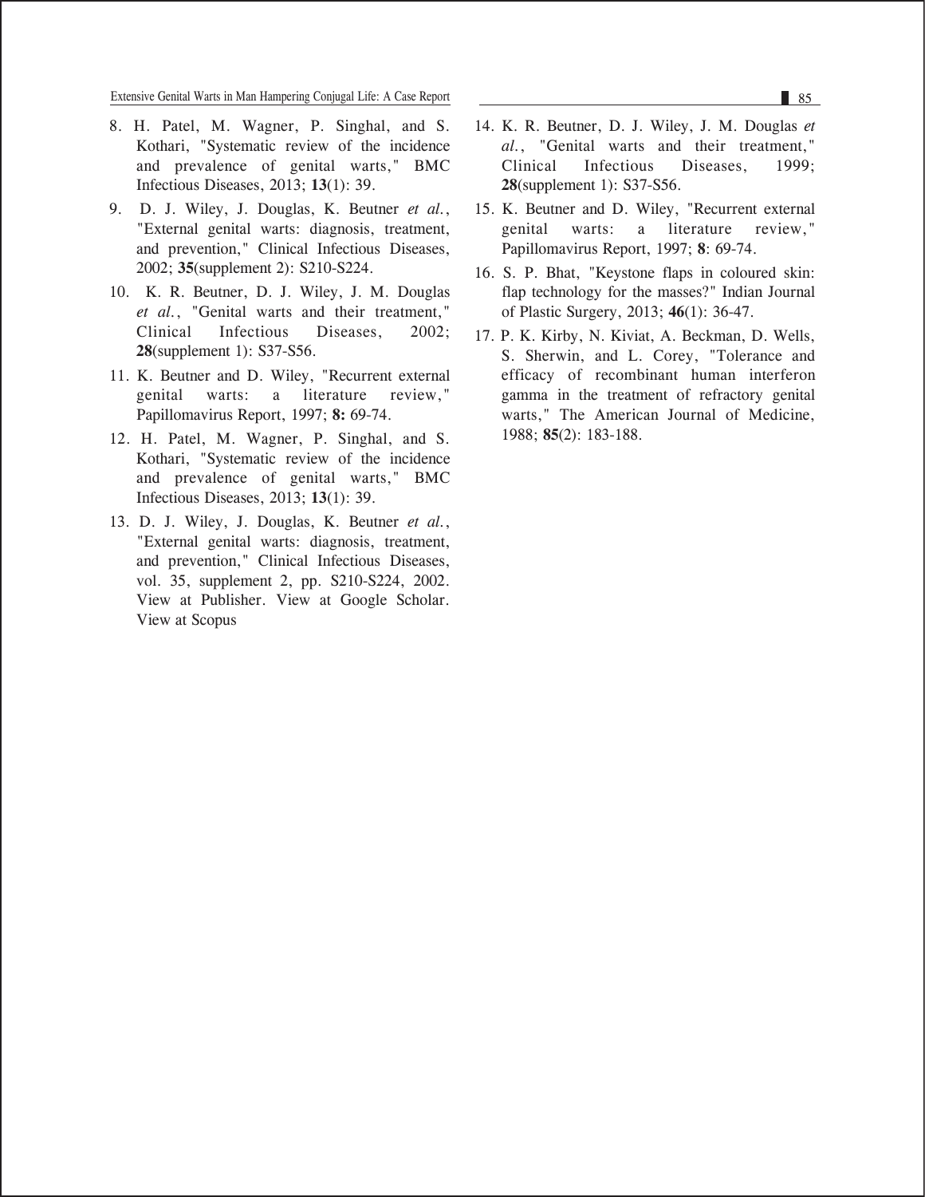8. H. Patel, M. Wagner, P. Singhal, and S. Kothari, "Systematic review of the incidence and prevalence of genital warts," BMC Infectious Diseases, 2013; **13**(1): 39.

9. D. J. Wiley, J. Douglas, K. Beutner *et al.*, "External genital warts: diagnosis, treatment, and prevention," Clinical Infectious Diseases, 2002; **35**(supplement 2): S210-S224.

10. K. R. Beutner, D. J. Wiley, J. M. Douglas *et al.*, "Genital warts and their treatment," Clinical Infectious Diseases, 2002; **28**(supplement 1): S37-S56.

11. K. Beutner and D. Wiley, "Recurrent external genital warts: a literature review," Papillomavirus Report, 1997; **8:** 69-74.

12. H. Patel, M. Wagner, P. Singhal, and S. Kothari, "Systematic review of the incidence and prevalence of genital warts," BMC Infectious Diseases, 2013; **13**(1): 39.

13. D. J. Wiley, J. Douglas, K. Beutner *et al.*, "External genital warts: diagnosis, treatment, and prevention," Clinical Infectious Diseases, vol. 35, supplement 2, pp. S210-S224, 2002. View at Publisher. View at Google Scholar. View at Scopus

14. K. R. Beutner, D. J. Wiley, J. M. Douglas *et al.*, "Genital warts and their treatment," Clinical Infectious Diseases, 1999; **28**(supplement 1): S37-S56.

15. K. Beutner and D. Wiley, "Recurrent external genital warts: a literature review," Papillomavirus Report, 1997; **8**: 69-74.

16. S. P. Bhat, "Keystone flaps in coloured skin: flap technology for the masses?" Indian Journal of Plastic Surgery, 2013; **46**(1): 36-47.

17. P. K. Kirby, N. Kiviat, A. Beckman, D. Wells, S. Sherwin, and L. Corey, "Tolerance and efficacy of recombinant human interferon gamma in the treatment of refractory genital warts," The American Journal of Medicine, 1988; **85**(2): 183-188.